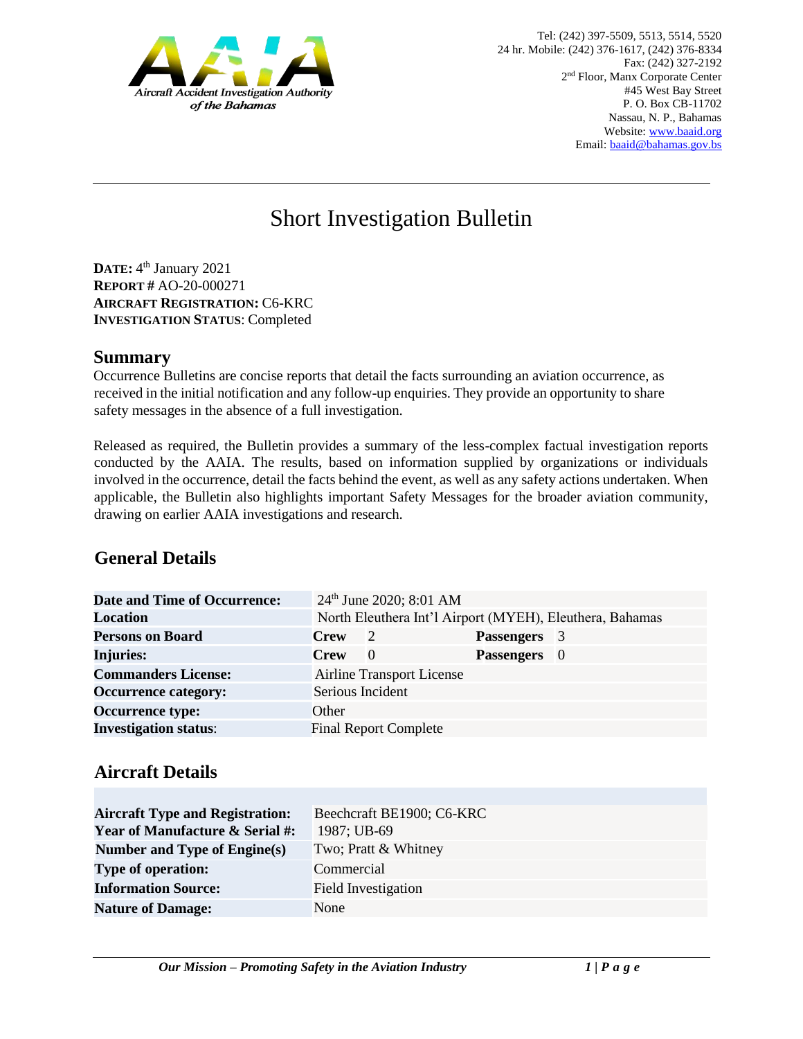Aircraft Accident Investigation Authority of the Bahamas

Tel: (242) 397-5509, 5513, 5514, 5520
24 hr. Mobile: (242) 376-1617, (242) 376-8334
Fax: (242) 327-2192
2nd Floor, Manx Corporate Center
#45 West Bay Street
P. O. Box CB-11702
Nassau, N. P., Bahamas
Website: www.baaid.org
Email: baaid@bahamas.gov.bs

# Short Investigation Bulletin

**DATE:** 4th January 2021
**REPORT #** AO-20-000271
**AIRCRAFT REGISTRATION:** C6-KRC
**INVESTIGATION STATUS**: Completed

## Summary

Occurrence Bulletins are concise reports that detail the facts surrounding an aviation occurrence, as received in the initial notification and any follow-up enquiries. They provide an opportunity to share safety messages in the absence of a full investigation.

Released as required, the Bulletin provides a summary of the less-complex factual investigation reports conducted by the AAIA. The results, based on information supplied by organizations or individuals involved in the occurrence, detail the facts behind the event, as well as any safety actions undertaken. When applicable, the Bulletin also highlights important Safety Messages for the broader aviation community, drawing on earlier AAIA investigations and research.

## General Details

| | | | | |
|---|---|---|---|---|
| **Date and Time of Occurrence:** | 24th June 2020; 8:01 AM | | | |
| **Location** | North Eleuthera Int'l Airport (MYEH), Eleuthera, Bahamas | | | |
| **Persons on Board** | **Crew** | 2 | **Passengers** | 3 |
| **Injuries:** | **Crew** | 0 | **Passengers** | 0 |
| **Commanders License:** | Airline Transport License | | | |
| **Occurrence category:** | Serious Incident | | | |
| **Occurrence type:** | Other | | | |
| **Investigation status**: | Final Report Complete | | | |

## Aircraft Details

| | |
|---|---|
| **Aircraft Type and Registration:** | Beechcraft BE1900; C6-KRC |
| **Year of Manufacture & Serial #:** | 1987; UB-69 |
| **Number and Type of Engine(s)** | Two; Pratt & Whitney |
| **Type of operation:** | Commercial |
| **Information Source:** | Field Investigation |
| **Nature of Damage:** | None |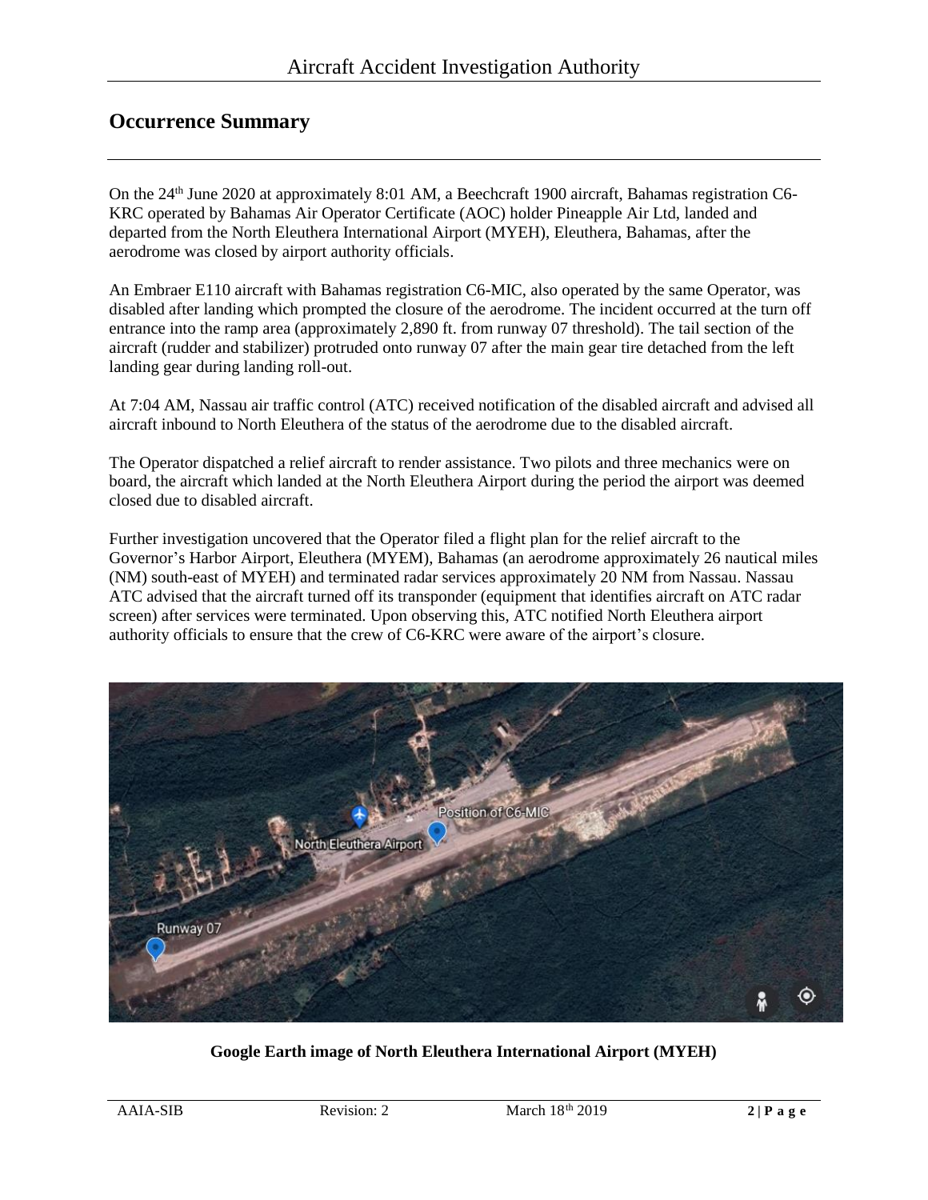## Occurrence Summary

On the 24th June 2020 at approximately 8:01 AM, a Beechcraft 1900 aircraft, Bahamas registration C6-KRC operated by Bahamas Air Operator Certificate (AOC) holder Pineapple Air Ltd, landed and departed from the North Eleuthera International Airport (MYEH), Eleuthera, Bahamas, after the aerodrome was closed by airport authority officials.

An Embraer E110 aircraft with Bahamas registration C6-MIC, also operated by the same Operator, was disabled after landing which prompted the closure of the aerodrome. The incident occurred at the turn off entrance into the ramp area (approximately 2,890 ft. from runway 07 threshold). The tail section of the aircraft (rudder and stabilizer) protruded onto runway 07 after the main gear tire detached from the left landing gear during landing roll-out.

At 7:04 AM, Nassau air traffic control (ATC) received notification of the disabled aircraft and advised all aircraft inbound to North Eleuthera of the status of the aerodrome due to the disabled aircraft.

The Operator dispatched a relief aircraft to render assistance. Two pilots and three mechanics were on board, the aircraft which landed at the North Eleuthera Airport during the period the airport was deemed closed due to disabled aircraft.

Further investigation uncovered that the Operator filed a flight plan for the relief aircraft to the Governor's Harbor Airport, Eleuthera (MYEM), Bahamas (an aerodrome approximately 26 nautical miles (NM) south-east of MYEH) and terminated radar services approximately 20 NM from Nassau. Nassau ATC advised that the aircraft turned off its transponder (equipment that identifies aircraft on ATC radar screen) after services were terminated. Upon observing this, ATC notified North Eleuthera airport authority officials to ensure that the crew of C6-KRC were aware of the airport's closure.

**Google Earth image of North Eleuthera International Airport (MYEH)**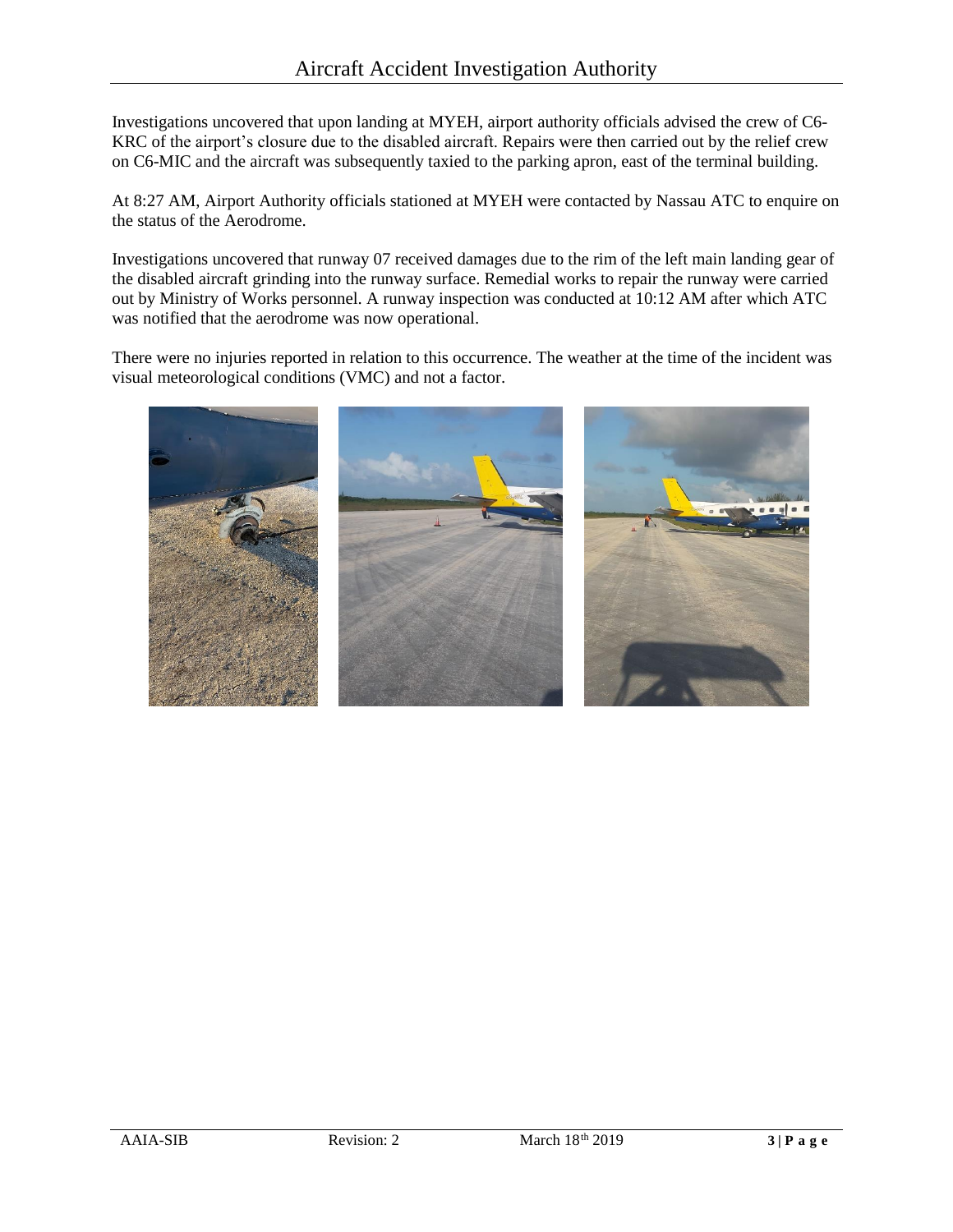Investigations uncovered that upon landing at MYEH, airport authority officials advised the crew of C6-KRC of the airport's closure due to the disabled aircraft. Repairs were then carried out by the relief crew on C6-MIC and the aircraft was subsequently taxied to the parking apron, east of the terminal building.

At 8:27 AM, Airport Authority officials stationed at MYEH were contacted by Nassau ATC to enquire on the status of the Aerodrome.

Investigations uncovered that runway 07 received damages due to the rim of the left main landing gear of the disabled aircraft grinding into the runway surface. Remedial works to repair the runway were carried out by Ministry of Works personnel. A runway inspection was conducted at 10:12 AM after which ATC was notified that the aerodrome was now operational.

There were no injuries reported in relation to this occurrence. The weather at the time of the incident was visual meteorological conditions (VMC) and not a factor.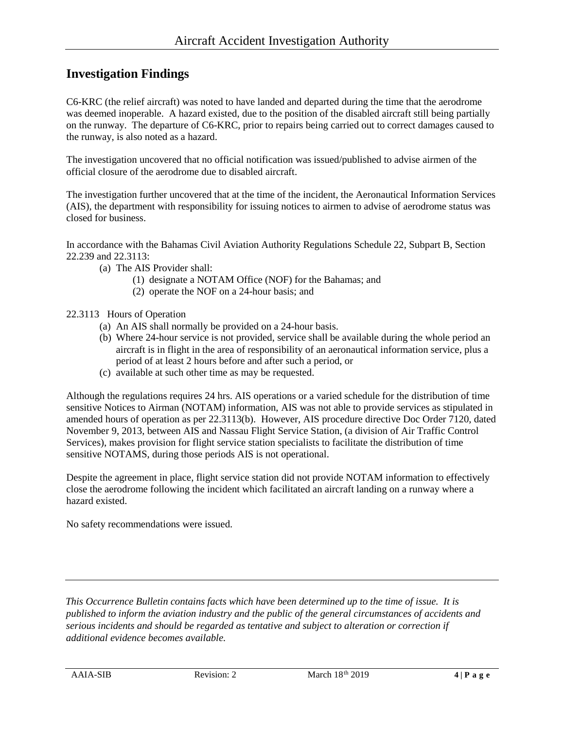## Investigation Findings

C6-KRC (the relief aircraft) was noted to have landed and departed during the time that the aerodrome was deemed inoperable. A hazard existed, due to the position of the disabled aircraft still being partially on the runway. The departure of C6-KRC, prior to repairs being carried out to correct damages caused to the runway, is also noted as a hazard.

The investigation uncovered that no official notification was issued/published to advise airmen of the official closure of the aerodrome due to disabled aircraft.

The investigation further uncovered that at the time of the incident, the Aeronautical Information Services (AIS), the department with responsibility for issuing notices to airmen to advise of aerodrome status was closed for business.

In accordance with the Bahamas Civil Aviation Authority Regulations Schedule 22, Subpart B, Section 22.239 and 22.3113:

- (a) The AIS Provider shall:
  - (1) designate a NOTAM Office (NOF) for the Bahamas; and
  - (2) operate the NOF on a 24-hour basis; and

22.3113 Hours of Operation

- (a) An AIS shall normally be provided on a 24-hour basis.
- (b) Where 24-hour service is not provided, service shall be available during the whole period an aircraft is in flight in the area of responsibility of an aeronautical information service, plus a period of at least 2 hours before and after such a period, or
- (c) available at such other time as may be requested.

Although the regulations requires 24 hrs. AIS operations or a varied schedule for the distribution of time sensitive Notices to Airman (NOTAM) information, AIS was not able to provide services as stipulated in amended hours of operation as per 22.3113(b). However, AIS procedure directive Doc Order 7120, dated November 9, 2013, between AIS and Nassau Flight Service Station, (a division of Air Traffic Control Services), makes provision for flight service station specialists to facilitate the distribution of time sensitive NOTAMS, during those periods AIS is not operational.

Despite the agreement in place, flight service station did not provide NOTAM information to effectively close the aerodrome following the incident which facilitated an aircraft landing on a runway where a hazard existed.

No safety recommendations were issued.

*This Occurrence Bulletin contains facts which have been determined up to the time of issue. It is published to inform the aviation industry and the public of the general circumstances of accidents and serious incidents and should be regarded as tentative and subject to alteration or correction if additional evidence becomes available.*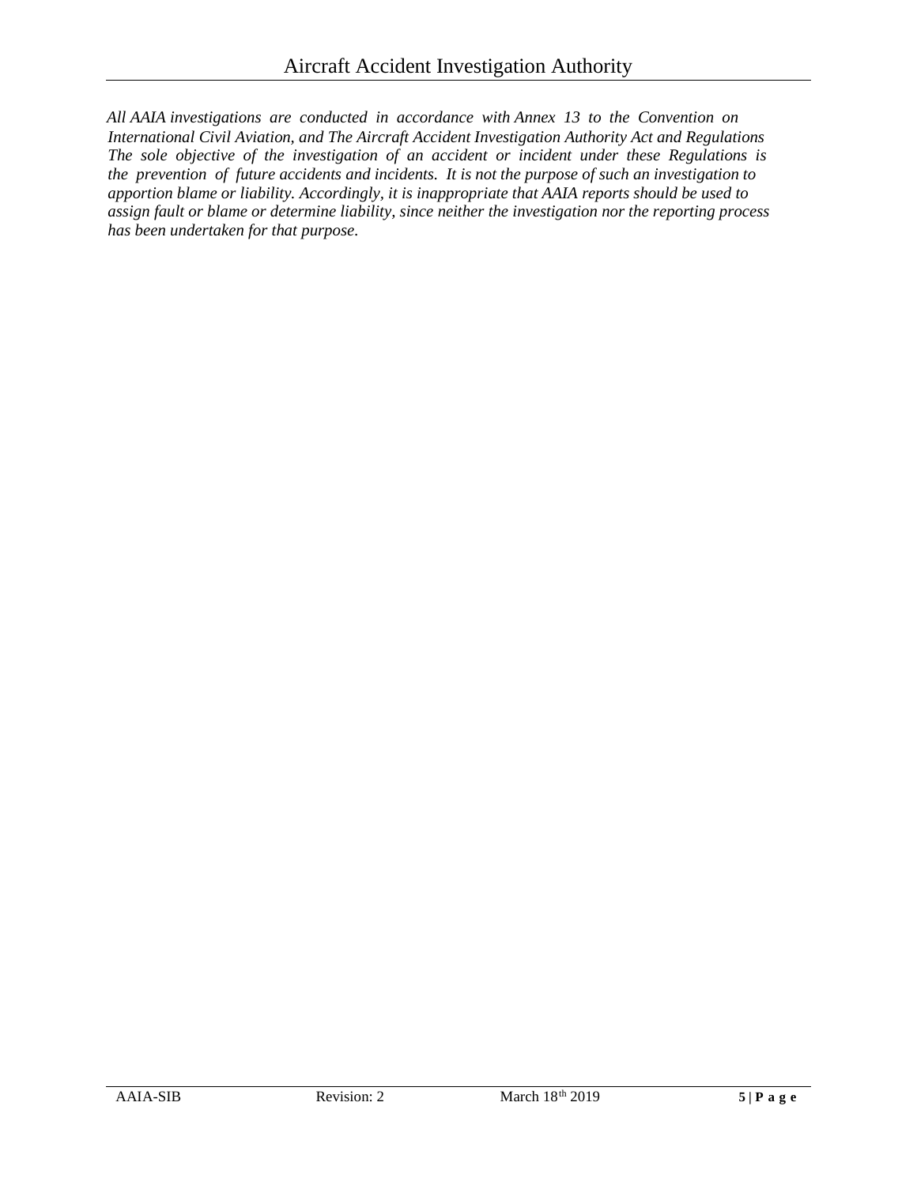*All AAIA investigations are conducted in accordance with Annex 13 to the Convention on International Civil Aviation, and The Aircraft Accident Investigation Authority Act and Regulations The sole objective of the investigation of an accident or incident under these Regulations is the prevention of future accidents and incidents. It is not the purpose of such an investigation to apportion blame or liability. Accordingly, it is inappropriate that AAIA reports should be used to assign fault or blame or determine liability, since neither the investigation nor the reporting process has been undertaken for that purpose.*